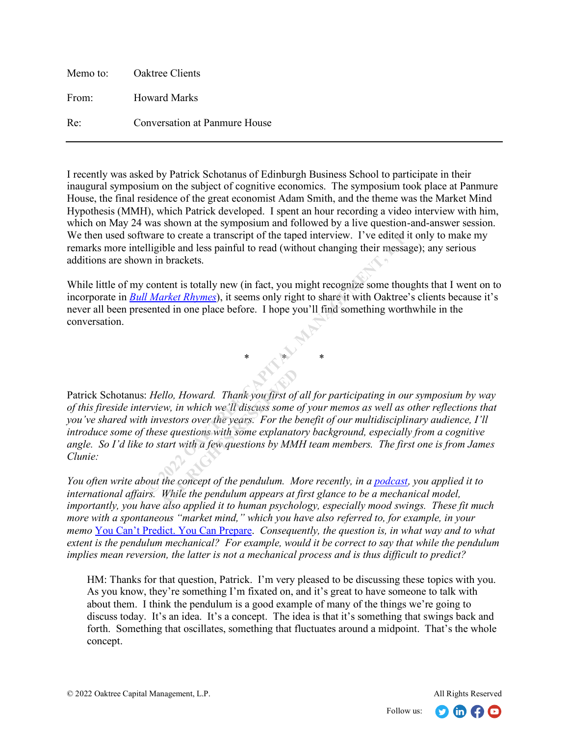Memo to: Oaktree Clients

From: Howard Marks

Re: Conversation at Panmure House

---

I recently was asked by Patrick Schotanus of Edinburgh Business School to participate in their inaugural symposium on the subject of cognitive economics. The symposium took place at Panmure House, the final residence of the great economist Adam Smith, and the theme was the Market Mind Hypothesis (MMH), which Patrick developed. I spent an hour recording a video interview with him, which on May 24 was shown at the symposium and followed by a live question-and-answer session. We then used software to create a transcript of the taped interview. I've edited it only to make my remarks more intelligible and less painful to read (without changing their message); any serious additions are shown in brackets.

While little of my content is totally new (in fact, you might recognize some thoughts that I went on to incorporate in *Bull Market Rhymes*), it seems only right to share it with Oaktree's clients because it's never all been presented in one place before. I hope you'll find something worthwhile in the conversation.

\* \* \*

Patrick Schotanus: *Hello, Howard. Thank you first of all for participating in our symposium by way of this fireside interview, in which we'll discuss some of your memos as well as other reflections that you've shared with investors over the years. For the benefit of our multidisciplinary audience, I'll introduce some of these questions with some explanatory background, especially from a cognitive angle. So I'd like to start with a few questions by MMH team members. The first one is from James Clunie:*

*You often write about the concept of the pendulum. More recently, in a podcast, you applied it to international affairs. While the pendulum appears at first glance to be a mechanical model, importantly, you have also applied it to human psychology, especially mood swings. These fit much more with a spontaneous "market mind," which you have also referred to, for example, in your memo* You Can't Predict. You Can Prepare. *Consequently, the question is, in what way and to what extent is the pendulum mechanical? For example, would it be correct to say that while the pendulum implies mean reversion, the latter is not a mechanical process and is thus difficult to predict?*

> HM: Thanks for that question, Patrick. I'm very pleased to be discussing these topics with you. As you know, they're something I'm fixated on, and it's great to have someone to talk with about them. I think the pendulum is a good example of many of the things we're going to discuss today. It's an idea. It's a concept. The idea is that it's something that swings back and forth. Something that oscillates, something that fluctuates around a midpoint. That's the whole concept.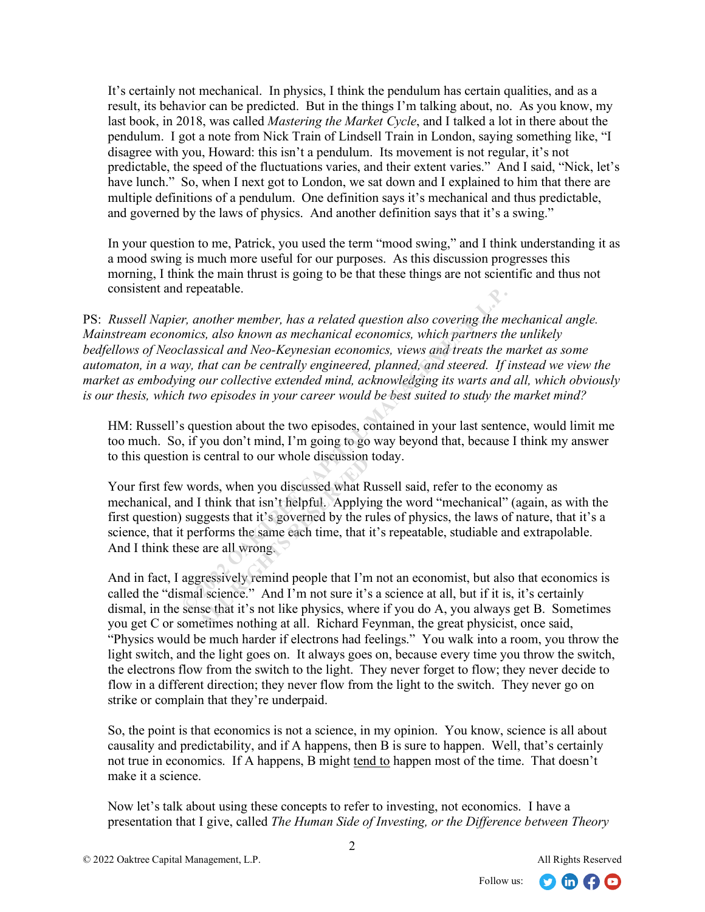It's certainly not mechanical. In physics, I think the pendulum has certain qualities, and as a result, its behavior can be predicted. But in the things I'm talking about, no. As you know, my last book, in 2018, was called *Mastering the Market Cycle*, and I talked a lot in there about the pendulum. I got a note from Nick Train of Lindsell Train in London, saying something like, "I disagree with you, Howard: this isn't a pendulum. Its movement is not regular, it's not predictable, the speed of the fluctuations varies, and their extent varies." And I said, "Nick, let's have lunch." So, when I next got to London, we sat down and I explained to him that there are multiple definitions of a pendulum. One definition says it's mechanical and thus predictable, and governed by the laws of physics. And another definition says that it's a swing."

In your question to me, Patrick, you used the term "mood swing," and I think understanding it as a mood swing is much more useful for our purposes. As this discussion progresses this morning, I think the main thrust is going to be that these things are not scientific and thus not consistent and repeatable.

PS: *Russell Napier, another member, has a related question also covering the mechanical angle. Mainstream economics, also known as mechanical economics, which partners the unlikely bedfellows of Neoclassical and Neo-Keynesian economics, views and treats the market as some automaton, in a way, that can be centrally engineered, planned, and steered. If instead we view the market as embodying our collective extended mind, acknowledging its warts and all, which obviously is our thesis, which two episodes in your career would be best suited to study the market mind?*

HM: Russell's question about the two episodes, contained in your last sentence, would limit me too much. So, if you don't mind, I'm going to go way beyond that, because I think my answer to this question is central to our whole discussion today.

Your first few words, when you discussed what Russell said, refer to the economy as mechanical, and I think that isn't helpful. Applying the word "mechanical" (again, as with the first question) suggests that it's governed by the rules of physics, the laws of nature, that it's a science, that it performs the same each time, that it's repeatable, studiable and extrapolable. And I think these are all wrong.

And in fact, I aggressively remind people that I'm not an economist, but also that economics is called the "dismal science." And I'm not sure it's a science at all, but if it is, it's certainly dismal, in the sense that it's not like physics, where if you do A, you always get B. Sometimes you get C or sometimes nothing at all. Richard Feynman, the great physicist, once said, "Physics would be much harder if electrons had feelings." You walk into a room, you throw the light switch, and the light goes on. It always goes on, because every time you throw the switch, the electrons flow from the switch to the light. They never forget to flow; they never decide to flow in a different direction; they never flow from the light to the switch. They never go on strike or complain that they're underpaid.

So, the point is that economics is not a science, in my opinion. You know, science is all about causality and predictability, and if A happens, then B is sure to happen. Well, that's certainly not true in economics. If A happens, B might <u>tend to</u> happen most of the time. That doesn't make it a science.

Now let's talk about using these concepts to refer to investing, not economics. I have a presentation that I give, called *The Human Side of Investing, or the Difference between Theory*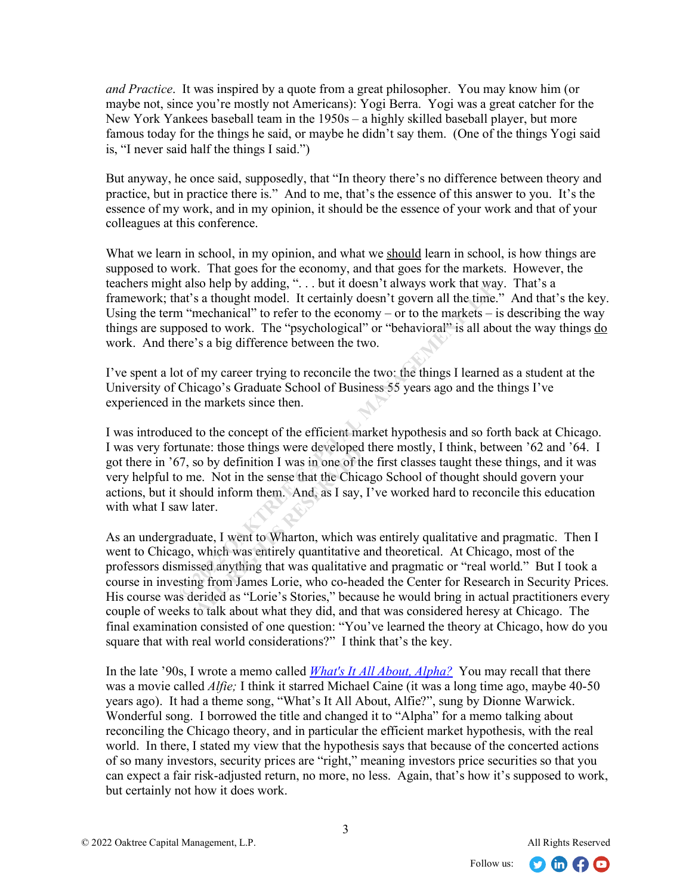*and Practice*. It was inspired by a quote from a great philosopher. You may know him (or maybe not, since you're mostly not Americans): Yogi Berra. Yogi was a great catcher for the New York Yankees baseball team in the 1950s – a highly skilled baseball player, but more famous today for the things he said, or maybe he didn't say them. (One of the things Yogi said is, "I never said half the things I said.")

But anyway, he once said, supposedly, that "In theory there's no difference between theory and practice, but in practice there is." And to me, that's the essence of this answer to you. It's the essence of my work, and in my opinion, it should be the essence of your work and that of your colleagues at this conference.

What we learn in school, in my opinion, and what we <u>should</u> learn in school, is how things are supposed to work. That goes for the economy, and that goes for the markets. However, the teachers might also help by adding, ". . . but it doesn't always work that way. That's a framework; that's a thought model. It certainly doesn't govern all the time." And that's the key. Using the term "mechanical" to refer to the economy – or to the markets – is describing the way things are supposed to work. The "psychological" or "behavioral" is all about the way things <u>do</u> work. And there's a big difference between the two.

I've spent a lot of my career trying to reconcile the two: the things I learned as a student at the University of Chicago's Graduate School of Business 55 years ago and the things I've experienced in the markets since then.

I was introduced to the concept of the efficient market hypothesis and so forth back at Chicago. I was very fortunate: those things were developed there mostly, I think, between '62 and '64. I got there in '67, so by definition I was in one of the first classes taught these things, and it was very helpful to me. Not in the sense that the Chicago School of thought should govern your actions, but it should inform them. And, as I say, I've worked hard to reconcile this education with what I saw later.

As an undergraduate, I went to Wharton, which was entirely qualitative and pragmatic. Then I went to Chicago, which was entirely quantitative and theoretical. At Chicago, most of the professors dismissed anything that was qualitative and pragmatic or "real world." But I took a course in investing from James Lorie, who co-headed the Center for Research in Security Prices. His course was derided as "Lorie's Stories," because he would bring in actual practitioners every couple of weeks to talk about what they did, and that was considered heresy at Chicago. The final examination consisted of one question: "You've learned the theory at Chicago, how do you square that with real world considerations?" I think that's the key.

In the late '90s, I wrote a memo called *What's It All About, Alpha?* You may recall that there was a movie called *Alfie;* I think it starred Michael Caine (it was a long time ago, maybe 40-50 years ago). It had a theme song, "What's It All About, Alfie?", sung by Dionne Warwick. Wonderful song. I borrowed the title and changed it to "Alpha" for a memo talking about reconciling the Chicago theory, and in particular the efficient market hypothesis, with the real world. In there, I stated my view that the hypothesis says that because of the concerted actions of so many investors, security prices are "right," meaning investors price securities so that you can expect a fair risk-adjusted return, no more, no less. Again, that's how it's supposed to work, but certainly not how it does work.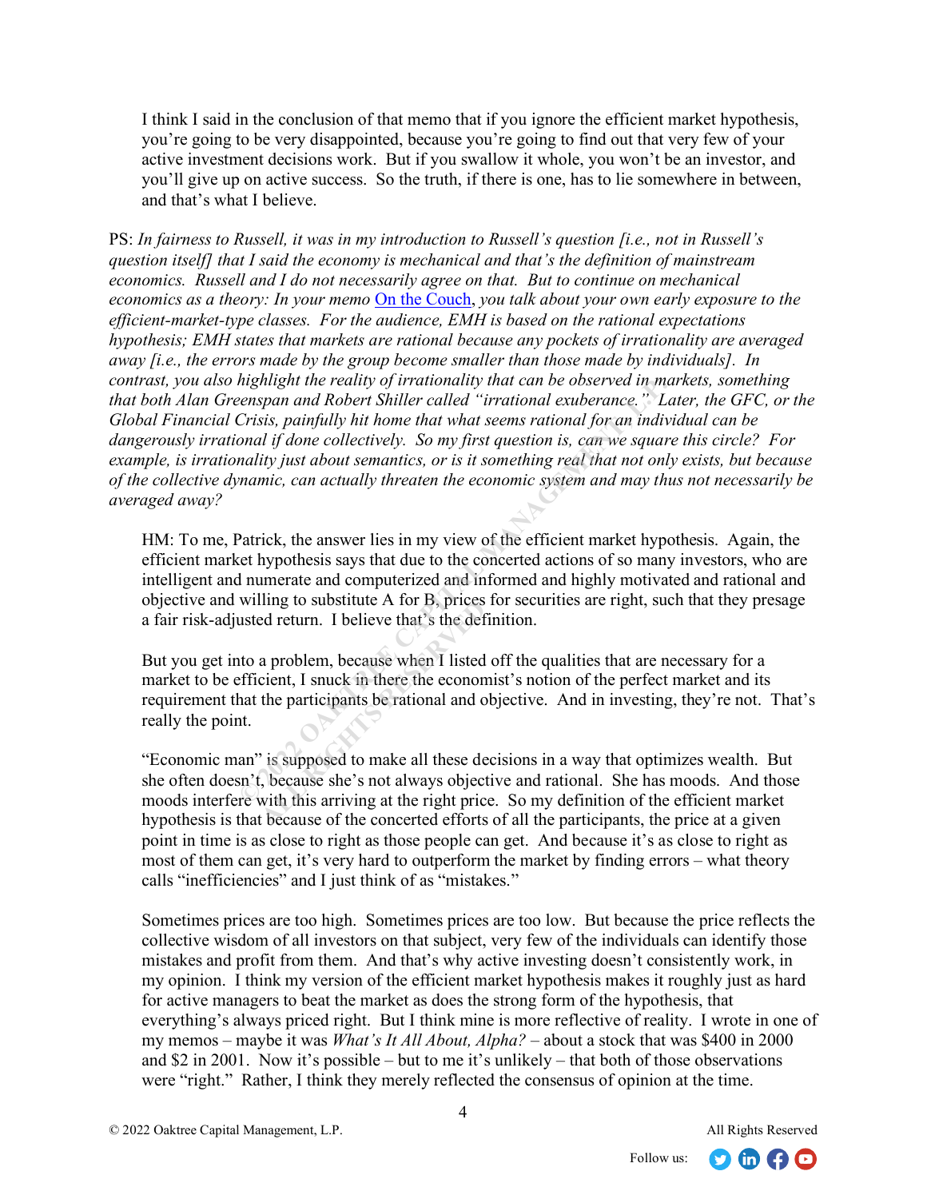I think I said in the conclusion of that memo that if you ignore the efficient market hypothesis, you're going to be very disappointed, because you're going to find out that very few of your active investment decisions work. But if you swallow it whole, you won't be an investor, and you'll give up on active success. So the truth, if there is one, has to lie somewhere in between, and that's what I believe.

PS: *In fairness to Russell, it was in my introduction to Russell's question [i.e., not in Russell's question itself] that I said the economy is mechanical and that's the definition of mainstream economics. Russell and I do not necessarily agree on that. But to continue on mechanical economics as a theory: In your memo* On the Couch, *you talk about your own early exposure to the efficient-market-type classes. For the audience, EMH is based on the rational expectations hypothesis; EMH states that markets are rational because any pockets of irrationality are averaged away [i.e., the errors made by the group become smaller than those made by individuals]. In contrast, you also highlight the reality of irrationality that can be observed in markets, something that both Alan Greenspan and Robert Shiller called "irrational exuberance." Later, the GFC, or the Global Financial Crisis, painfully hit home that what seems rational for an individual can be dangerously irrational if done collectively. So my first question is, can we square this circle? For example, is irrationality just about semantics, or is it something real that not only exists, but because of the collective dynamic, can actually threaten the economic system and may thus not necessarily be averaged away?*

HM: To me, Patrick, the answer lies in my view of the efficient market hypothesis. Again, the efficient market hypothesis says that due to the concerted actions of so many investors, who are intelligent and numerate and computerized and informed and highly motivated and rational and objective and willing to substitute A for B, prices for securities are right, such that they presage a fair risk-adjusted return. I believe that's the definition.

But you get into a problem, because when I listed off the qualities that are necessary for a market to be efficient, I snuck in there the economist's notion of the perfect market and its requirement that the participants be rational and objective. And in investing, they're not. That's really the point.

"Economic man" is supposed to make all these decisions in a way that optimizes wealth. But she often doesn't, because she's not always objective and rational. She has moods. And those moods interfere with this arriving at the right price. So my definition of the efficient market hypothesis is that because of the concerted efforts of all the participants, the price at a given point in time is as close to right as those people can get. And because it's as close to right as most of them can get, it's very hard to outperform the market by finding errors – what theory calls "inefficiencies" and I just think of as "mistakes."

Sometimes prices are too high. Sometimes prices are too low. But because the price reflects the collective wisdom of all investors on that subject, very few of the individuals can identify those mistakes and profit from them. And that's why active investing doesn't consistently work, in my opinion. I think my version of the efficient market hypothesis makes it roughly just as hard for active managers to beat the market as does the strong form of the hypothesis, that everything's always priced right. But I think mine is more reflective of reality. I wrote in one of my memos – maybe it was *What's It All About, Alpha?* – about a stock that was $400 in 2000 and $2 in 2001. Now it's possible – but to me it's unlikely – that both of those observations were "right." Rather, I think they merely reflected the consensus of opinion at the time.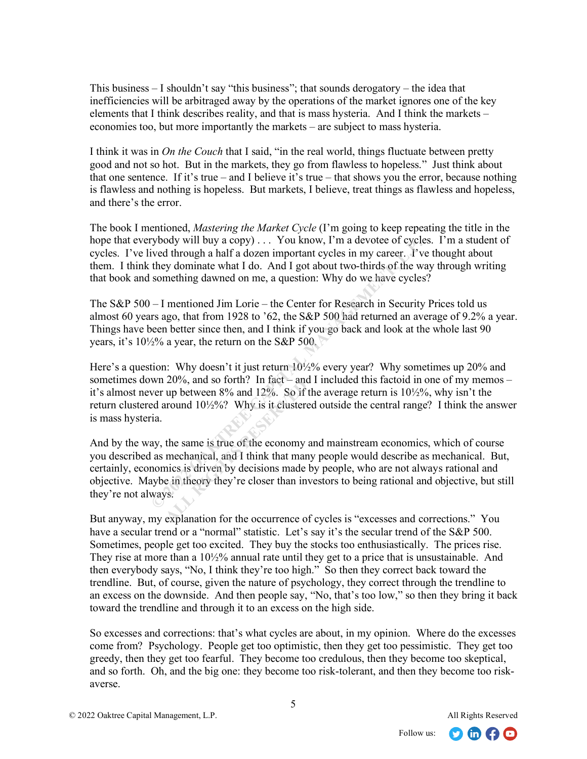This business – I shouldn't say "this business"; that sounds derogatory – the idea that inefficiencies will be arbitraged away by the operations of the market ignores one of the key elements that I think describes reality, and that is mass hysteria. And I think the markets – economies too, but more importantly the markets – are subject to mass hysteria.

I think it was in *On the Couch* that I said, "in the real world, things fluctuate between pretty good and not so hot. But in the markets, they go from flawless to hopeless." Just think about that one sentence. If it's true – and I believe it's true – that shows you the error, because nothing is flawless and nothing is hopeless. But markets, I believe, treat things as flawless and hopeless, and there's the error.

The book I mentioned, *Mastering the Market Cycle* (I'm going to keep repeating the title in the hope that everybody will buy a copy) . . . You know, I'm a devotee of cycles. I'm a student of cycles. I've lived through a half a dozen important cycles in my career. I've thought about them. I think they dominate what I do. And I got about two-thirds of the way through writing that book and something dawned on me, a question: Why do we have cycles?

The S&P 500 – I mentioned Jim Lorie – the Center for Research in Security Prices told us almost 60 years ago, that from 1928 to '62, the S&P 500 had returned an average of 9.2% a year. Things have been better since then, and I think if you go back and look at the whole last 90 years, it's 10½% a year, the return on the S&P 500.

Here's a question: Why doesn't it just return 10½% every year? Why sometimes up 20% and sometimes down 20%, and so forth? In fact – and I included this factoid in one of my memos – it's almost never up between 8% and 12%. So if the average return is 10½%, why isn't the return clustered around 10½%? Why is it clustered outside the central range? I think the answer is mass hysteria.

And by the way, the same is true of the economy and mainstream economics, which of course you described as mechanical, and I think that many people would describe as mechanical. But, certainly, economics is driven by decisions made by people, who are not always rational and objective. Maybe in theory they're closer than investors to being rational and objective, but still they're not always.

But anyway, my explanation for the occurrence of cycles is "excesses and corrections." You have a secular trend or a "normal" statistic. Let's say it's the secular trend of the S&P 500. Sometimes, people get too excited. They buy the stocks too enthusiastically. The prices rise. They rise at more than a 10½% annual rate until they get to a price that is unsustainable. And then everybody says, "No, I think they're too high." So then they correct back toward the trendline. But, of course, given the nature of psychology, they correct through the trendline to an excess on the downside. And then people say, "No, that's too low," so then they bring it back toward the trendline and through it to an excess on the high side.

So excesses and corrections: that's what cycles are about, in my opinion. Where do the excesses come from? Psychology. People get too optimistic, then they get too pessimistic. They get too greedy, then they get too fearful. They become too credulous, then they become too skeptical, and so forth. Oh, and the big one: they become too risk-tolerant, and then they become too risk-averse.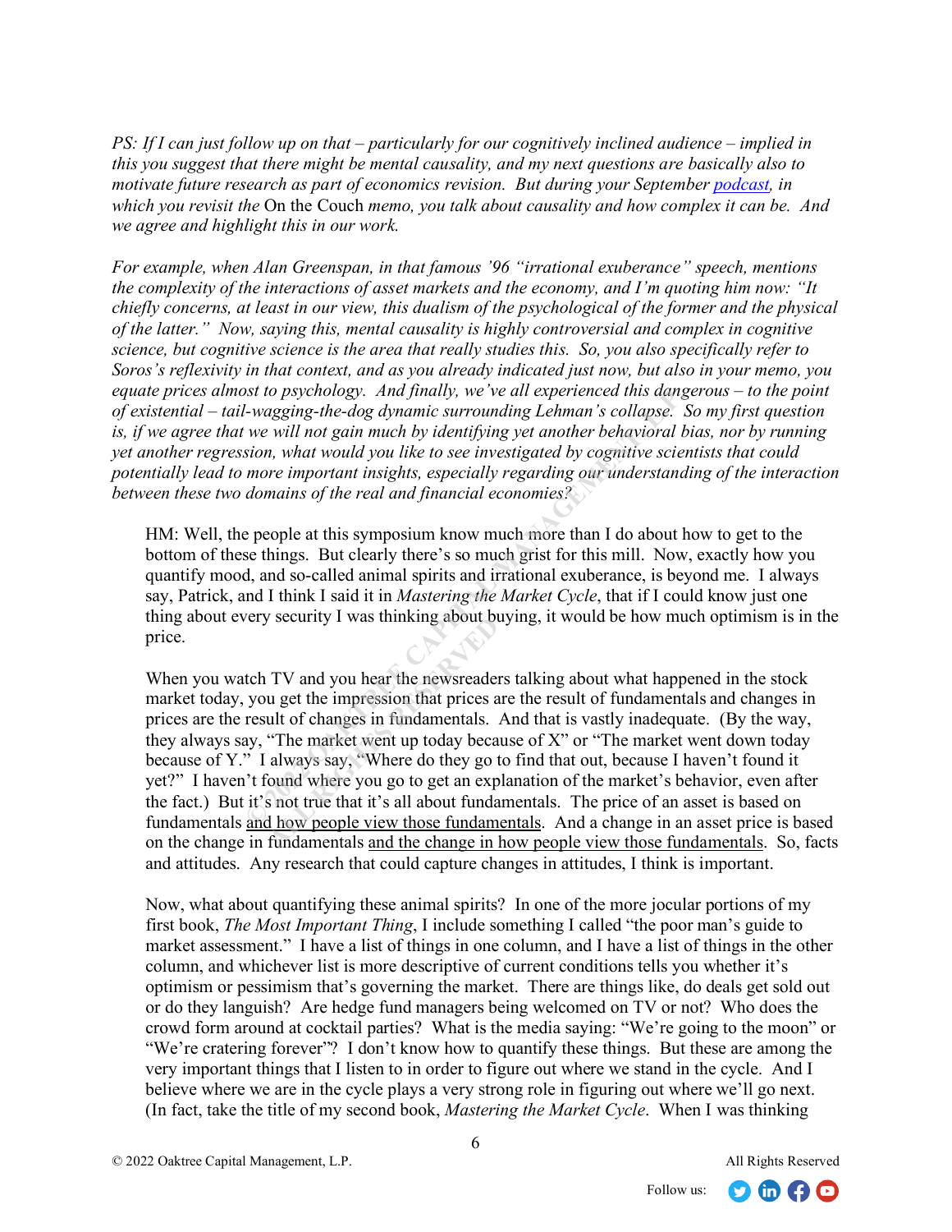*PS: If I can just follow up on that – particularly for our cognitively inclined audience – implied in this you suggest that there might be mental causality, and my next questions are basically also to motivate future research as part of economics revision. But during your September [podcast](), in which you revisit the* On the Couch *memo, you talk about causality and how complex it can be. And we agree and highlight this in our work.*

*For example, when Alan Greenspan, in that famous '96 "irrational exuberance" speech, mentions the complexity of the interactions of asset markets and the economy, and I'm quoting him now: "It chiefly concerns, at least in our view, this dualism of the psychological of the former and the physical of the latter." Now, saying this, mental causality is highly controversial and complex in cognitive science, but cognitive science is the area that really studies this. So, you also specifically refer to Soros's reflexivity in that context, and as you already indicated just now, but also in your memo, you equate prices almost to psychology. And finally, we've all experienced this dangerous – to the point of existential – tail-wagging-the-dog dynamic surrounding Lehman's collapse. So my first question is, if we agree that we will not gain much by identifying yet another behavioral bias, nor by running yet another regression, what would you like to see investigated by cognitive scientists that could potentially lead to more important insights, especially regarding our understanding of the interaction between these two domains of the real and financial economies?*

> HM: Well, the people at this symposium know much more than I do about how to get to the bottom of these things. But clearly there's so much grist for this mill. Now, exactly how you quantify mood, and so-called animal spirits and irrational exuberance, is beyond me. I always say, Patrick, and I think I said it in *Mastering the Market Cycle*, that if I could know just one thing about every security I was thinking about buying, it would be how much optimism is in the price.
>
> When you watch TV and you hear the newsreaders talking about what happened in the stock market today, you get the impression that prices are the result of fundamentals and changes in prices are the result of changes in fundamentals. And that is vastly inadequate. (By the way, they always say, "The market went up today because of X" or "The market went down today because of Y." I always say, "Where do they go to find that out, because I haven't found it yet?" I haven't found where you go to get an explanation of the market's behavior, even after the fact.) But it's not true that it's all about fundamentals. The price of an asset is based on fundamentals <u>and how people view those fundamentals</u>. And a change in an asset price is based on the change in fundamentals <u>and the change in how people view those fundamentals</u>. So, facts and attitudes. Any research that could capture changes in attitudes, I think is important.
>
> Now, what about quantifying these animal spirits? In one of the more jocular portions of my first book, *The Most Important Thing*, I include something I called "the poor man's guide to market assessment." I have a list of things in one column, and I have a list of things in the other column, and whichever list is more descriptive of current conditions tells you whether it's optimism or pessimism that's governing the market. There are things like, do deals get sold out or do they languish? Are hedge fund managers being welcomed on TV or not? Who does the crowd form around at cocktail parties? What is the media saying: "We're going to the moon" or "We're cratering forever"? I don't know how to quantify these things. But these are among the very important things that I listen to in order to figure out where we stand in the cycle. And I believe where we are in the cycle plays a very strong role in figuring out where we'll go next. (In fact, take the title of my second book, *Mastering the Market Cycle*. When I was thinking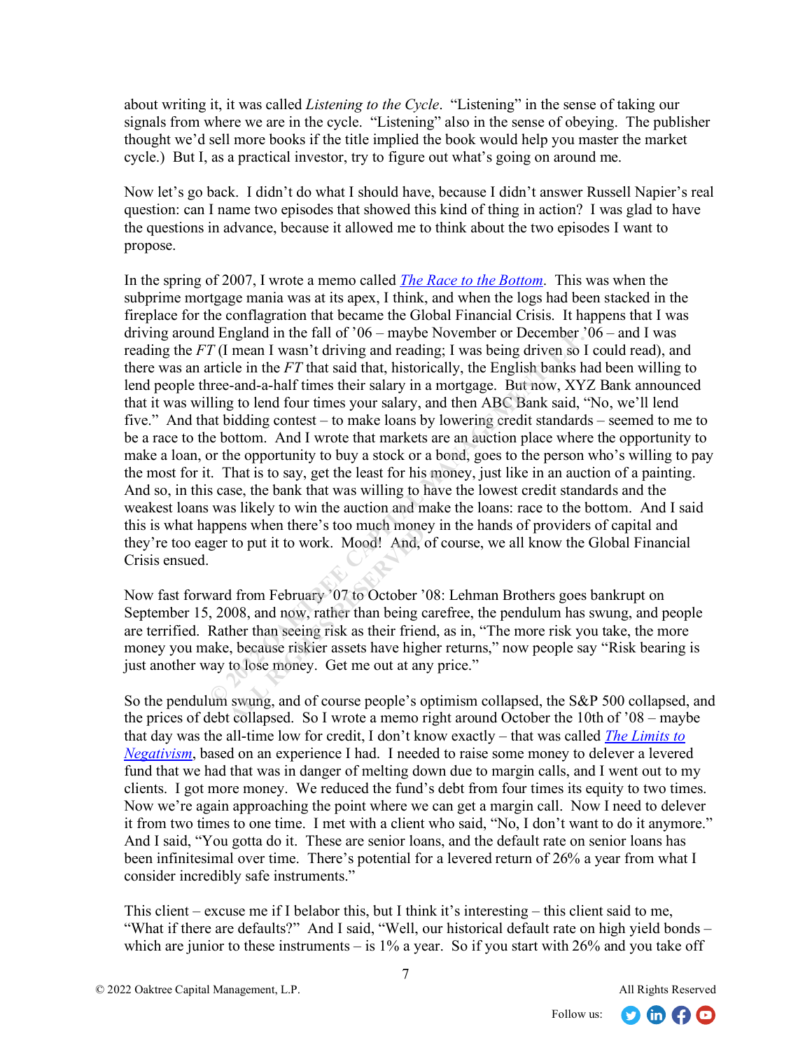about writing it, it was called *Listening to the Cycle*. "Listening" in the sense of taking our signals from where we are in the cycle. "Listening" also in the sense of obeying. The publisher thought we'd sell more books if the title implied the book would help you master the market cycle.) But I, as a practical investor, try to figure out what's going on around me.

Now let's go back. I didn't do what I should have, because I didn't answer Russell Napier's real question: can I name two episodes that showed this kind of thing in action? I was glad to have the questions in advance, because it allowed me to think about the two episodes I want to propose.

In the spring of 2007, I wrote a memo called *The Race to the Bottom*. This was when the subprime mortgage mania was at its apex, I think, and when the logs had been stacked in the fireplace for the conflagration that became the Global Financial Crisis. It happens that I was driving around England in the fall of '06 – maybe November or December '06 – and I was reading the *FT* (I mean I wasn't driving and reading; I was being driven so I could read), and there was an article in the *FT* that said that, historically, the English banks had been willing to lend people three-and-a-half times their salary in a mortgage. But now, XYZ Bank announced that it was willing to lend four times your salary, and then ABC Bank said, "No, we'll lend five." And that bidding contest – to make loans by lowering credit standards – seemed to me to be a race to the bottom. And I wrote that markets are an auction place where the opportunity to make a loan, or the opportunity to buy a stock or a bond, goes to the person who's willing to pay the most for it. That is to say, get the least for his money, just like in an auction of a painting. And so, in this case, the bank that was willing to have the lowest credit standards and the weakest loans was likely to win the auction and make the loans: race to the bottom. And I said this is what happens when there's too much money in the hands of providers of capital and they're too eager to put it to work. Mood! And, of course, we all know the Global Financial Crisis ensued.

Now fast forward from February '07 to October '08: Lehman Brothers goes bankrupt on September 15, 2008, and now, rather than being carefree, the pendulum has swung, and people are terrified. Rather than seeing risk as their friend, as in, "The more risk you take, the more money you make, because riskier assets have higher returns," now people say "Risk bearing is just another way to lose money. Get me out at any price."

So the pendulum swung, and of course people's optimism collapsed, the S&P 500 collapsed, and the prices of debt collapsed. So I wrote a memo right around October the 10th of '08 – maybe that day was the all-time low for credit, I don't know exactly – that was called *The Limits to Negativism*, based on an experience I had. I needed to raise some money to delever a levered fund that we had that was in danger of melting down due to margin calls, and I went out to my clients. I got more money. We reduced the fund's debt from four times its equity to two times. Now we're again approaching the point where we can get a margin call. Now I need to delever it from two times to one time. I met with a client who said, "No, I don't want to do it anymore." And I said, "You gotta do it. These are senior loans, and the default rate on senior loans has been infinitesimal over time. There's potential for a levered return of 26% a year from what I consider incredibly safe instruments."

This client – excuse me if I belabor this, but I think it's interesting – this client said to me, "What if there are defaults?" And I said, "Well, our historical default rate on high yield bonds – which are junior to these instruments – is 1% a year. So if you start with 26% and you take off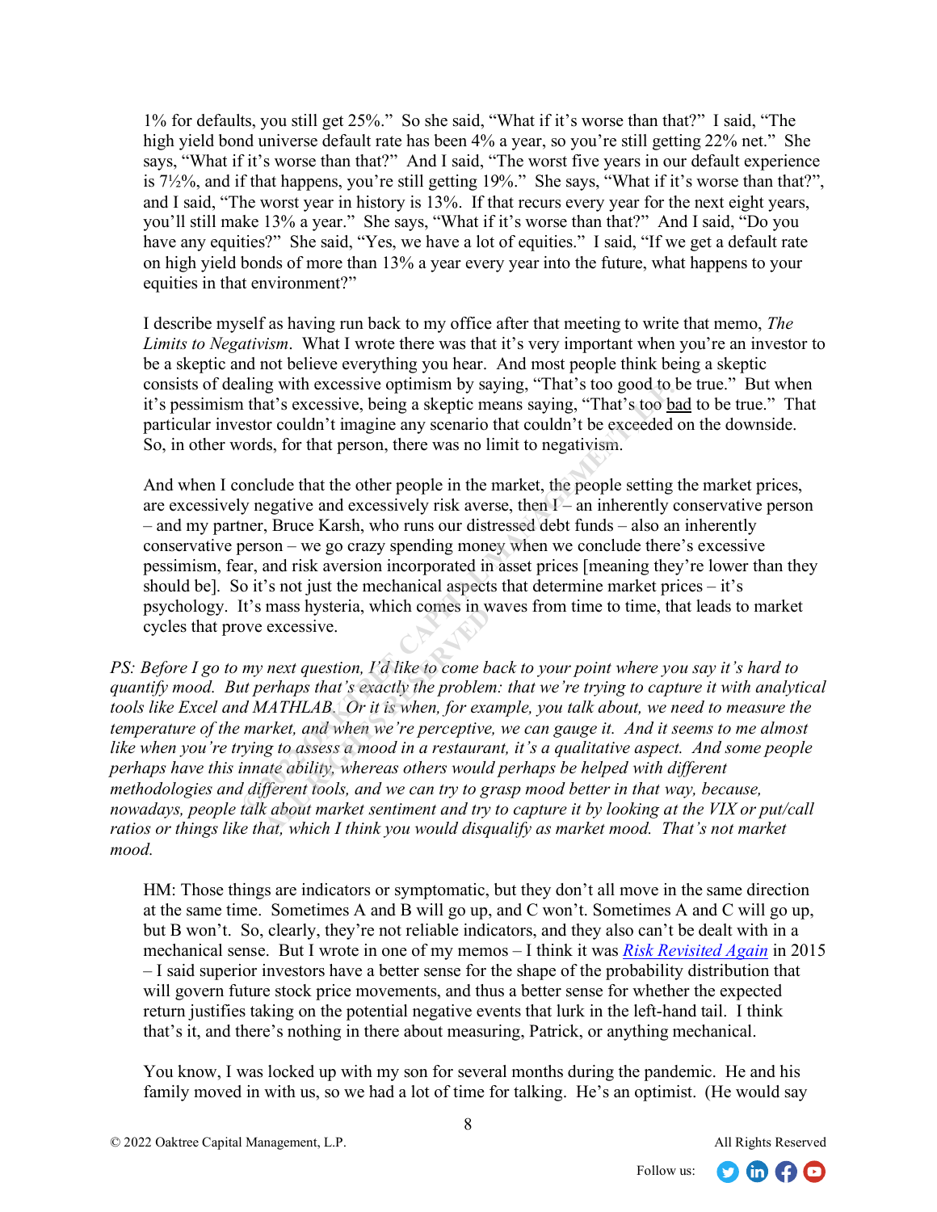1% for defaults, you still get 25%." So she said, "What if it's worse than that?" I said, "The high yield bond universe default rate has been 4% a year, so you're still getting 22% net." She says, "What if it's worse than that?" And I said, "The worst five years in our default experience is 7½%, and if that happens, you're still getting 19%." She says, "What if it's worse than that?", and I said, "The worst year in history is 13%. If that recurs every year for the next eight years, you'll still make 13% a year." She says, "What if it's worse than that?" And I said, "Do you have any equities?" She said, "Yes, we have a lot of equities." I said, "If we get a default rate on high yield bonds of more than 13% a year every year into the future, what happens to your equities in that environment?"

I describe myself as having run back to my office after that meeting to write that memo, *The Limits to Negativism*. What I wrote there was that it's very important when you're an investor to be a skeptic and not believe everything you hear. And most people think being a skeptic consists of dealing with excessive optimism by saying, "That's too good to be true." But when it's pessimism that's excessive, being a skeptic means saying, "That's too <u>bad</u> to be true." That particular investor couldn't imagine any scenario that couldn't be exceeded on the downside. So, in other words, for that person, there was no limit to negativism.

And when I conclude that the other people in the market, the people setting the market prices, are excessively negative and excessively risk averse, then I – an inherently conservative person – and my partner, Bruce Karsh, who runs our distressed debt funds – also an inherently conservative person – we go crazy spending money when we conclude there's excessive pessimism, fear, and risk aversion incorporated in asset prices [meaning they're lower than they should be]. So it's not just the mechanical aspects that determine market prices – it's psychology. It's mass hysteria, which comes in waves from time to time, that leads to market cycles that prove excessive.

*PS: Before I go to my next question, I'd like to come back to your point where you say it's hard to quantify mood. But perhaps that's exactly the problem: that we're trying to capture it with analytical tools like Excel and MATHLAB. Or it is when, for example, you talk about, we need to measure the temperature of the market, and when we're perceptive, we can gauge it. And it seems to me almost like when you're trying to assess a mood in a restaurant, it's a qualitative aspect. And some people perhaps have this innate ability, whereas others would perhaps be helped with different methodologies and different tools, and we can try to grasp mood better in that way, because, nowadays, people talk about market sentiment and try to capture it by looking at the VIX or put/call ratios or things like that, which I think you would disqualify as market mood. That's not market mood.*

HM: Those things are indicators or symptomatic, but they don't all move in the same direction at the same time. Sometimes A and B will go up, and C won't. Sometimes A and C will go up, but B won't. So, clearly, they're not reliable indicators, and they also can't be dealt with in a mechanical sense. But I wrote in one of my memos – I think it was *Risk Revisited Again* in 2015 – I said superior investors have a better sense for the shape of the probability distribution that will govern future stock price movements, and thus a better sense for whether the expected return justifies taking on the potential negative events that lurk in the left-hand tail. I think that's it, and there's nothing in there about measuring, Patrick, or anything mechanical.

You know, I was locked up with my son for several months during the pandemic. He and his family moved in with us, so we had a lot of time for talking. He's an optimist. (He would say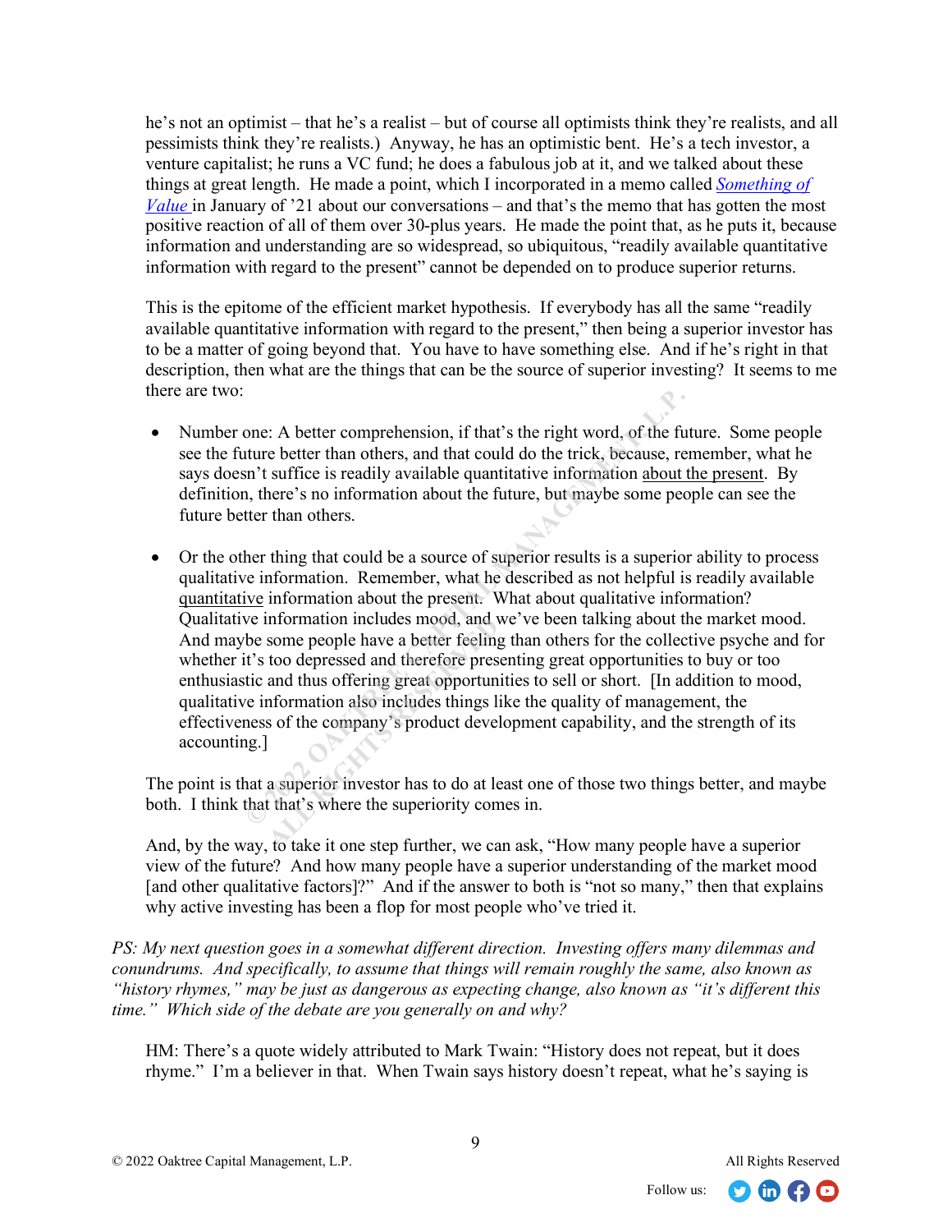he's not an optimist – that he's a realist – but of course all optimists think they're realists, and all pessimists think they're realists.) Anyway, he has an optimistic bent. He's a tech investor, a venture capitalist; he runs a VC fund; he does a fabulous job at it, and we talked about these things at great length. He made a point, which I incorporated in a memo called *Something of Value* in January of '21 about our conversations – and that's the memo that has gotten the most positive reaction of all of them over 30-plus years. He made the point that, as he puts it, because information and understanding are so widespread, so ubiquitous, "readily available quantitative information with regard to the present" cannot be depended on to produce superior returns.

This is the epitome of the efficient market hypothesis. If everybody has all the same "readily available quantitative information with regard to the present," then being a superior investor has to be a matter of going beyond that. You have to have something else. And if he's right in that description, then what are the things that can be the source of superior investing? It seems to me there are two:

- Number one: A better comprehension, if that's the right word, of the future. Some people see the future better than others, and that could do the trick, because, remember, what he says doesn't suffice is readily available quantitative information about the present. By definition, there's no information about the future, but maybe some people can see the future better than others.

- Or the other thing that could be a source of superior results is a superior ability to process qualitative information. Remember, what he described as not helpful is readily available quantitative information about the present. What about qualitative information? Qualitative information includes mood, and we've been talking about the market mood. And maybe some people have a better feeling than others for the collective psyche and for whether it's too depressed and therefore presenting great opportunities to buy or too enthusiastic and thus offering great opportunities to sell or short. [In addition to mood, qualitative information also includes things like the quality of management, the effectiveness of the company's product development capability, and the strength of its accounting.]

The point is that a superior investor has to do at least one of those two things better, and maybe both. I think that that's where the superiority comes in.

And, by the way, to take it one step further, we can ask, "How many people have a superior view of the future? And how many people have a superior understanding of the market mood [and other qualitative factors]?" And if the answer to both is "not so many," then that explains why active investing has been a flop for most people who've tried it.

*PS: My next question goes in a somewhat different direction. Investing offers many dilemmas and conundrums. And specifically, to assume that things will remain roughly the same, also known as "history rhymes," may be just as dangerous as expecting change, also known as "it's different this time." Which side of the debate are you generally on and why?*

HM: There's a quote widely attributed to Mark Twain: "History does not repeat, but it does rhyme." I'm a believer in that. When Twain says history doesn't repeat, what he's saying is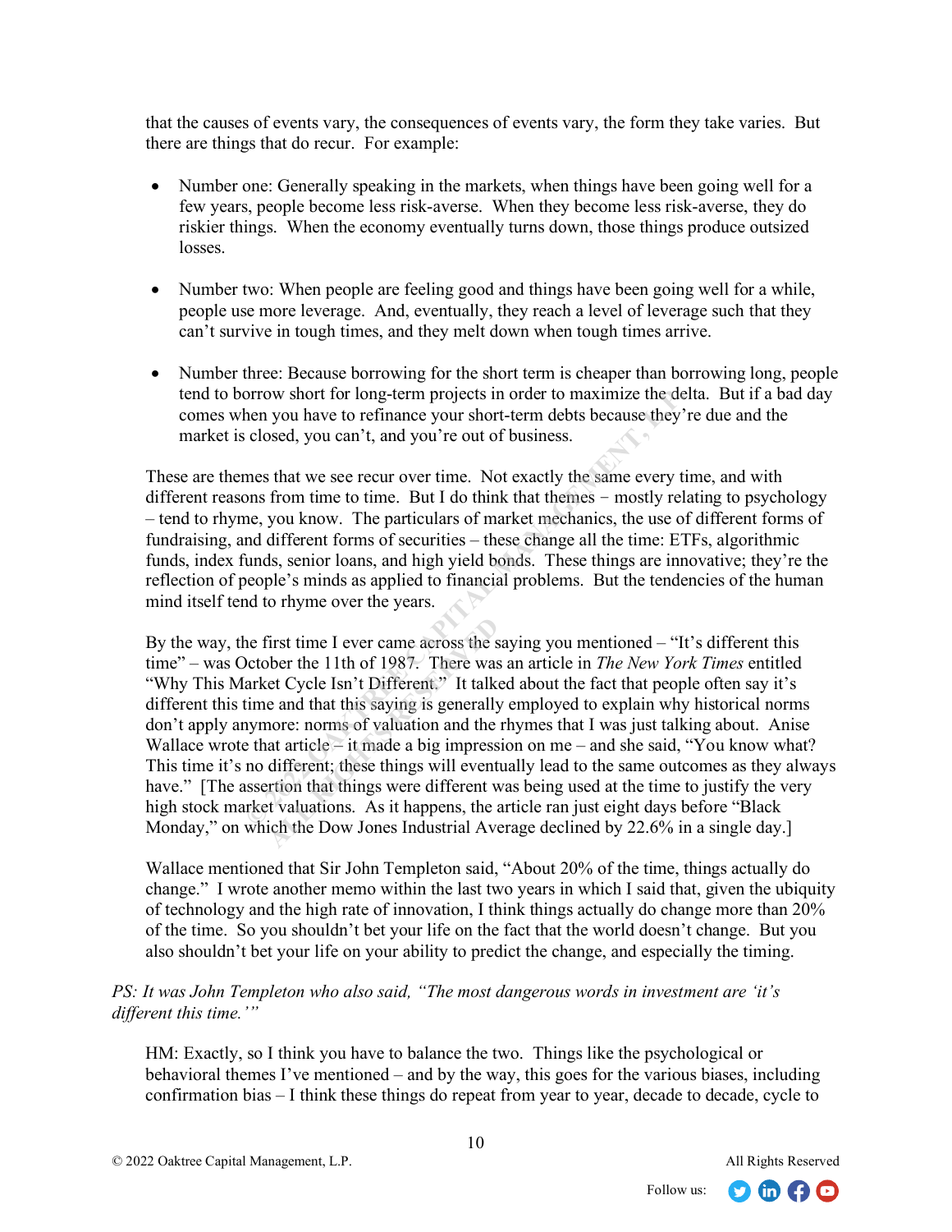that the causes of events vary, the consequences of events vary, the form they take varies. But there are things that do recur. For example:

- Number one: Generally speaking in the markets, when things have been going well for a few years, people become less risk-averse. When they become less risk-averse, they do riskier things. When the economy eventually turns down, those things produce outsized losses.

- Number two: When people are feeling good and things have been going well for a while, people use more leverage. And, eventually, they reach a level of leverage such that they can't survive in tough times, and they melt down when tough times arrive.

- Number three: Because borrowing for the short term is cheaper than borrowing long, people tend to borrow short for long-term projects in order to maximize the delta. But if a bad day comes when you have to refinance your short-term debts because they're due and the market is closed, you can't, and you're out of business.

These are themes that we see recur over time. Not exactly the same every time, and with different reasons from time to time. But I do think that themes − mostly relating to psychology – tend to rhyme, you know. The particulars of market mechanics, the use of different forms of fundraising, and different forms of securities – these change all the time: ETFs, algorithmic funds, index funds, senior loans, and high yield bonds. These things are innovative; they're the reflection of people's minds as applied to financial problems. But the tendencies of the human mind itself tend to rhyme over the years.

By the way, the first time I ever came across the saying you mentioned – "It's different this time" – was October the 11th of 1987. There was an article in *The New York Times* entitled "Why This Market Cycle Isn't Different." It talked about the fact that people often say it's different this time and that this saying is generally employed to explain why historical norms don't apply anymore: norms of valuation and the rhymes that I was just talking about. Anise Wallace wrote that article – it made a big impression on me – and she said, "You know what? This time it's no different; these things will eventually lead to the same outcomes as they always have." [The assertion that things were different was being used at the time to justify the very high stock market valuations. As it happens, the article ran just eight days before "Black Monday," on which the Dow Jones Industrial Average declined by 22.6% in a single day.]

Wallace mentioned that Sir John Templeton said, "About 20% of the time, things actually do change." I wrote another memo within the last two years in which I said that, given the ubiquity of technology and the high rate of innovation, I think things actually do change more than 20% of the time. So you shouldn't bet your life on the fact that the world doesn't change. But you also shouldn't bet your life on your ability to predict the change, and especially the timing.

*PS: It was John Templeton who also said, "The most dangerous words in investment are 'it's different this time.'"*

HM: Exactly, so I think you have to balance the two. Things like the psychological or behavioral themes I've mentioned – and by the way, this goes for the various biases, including confirmation bias – I think these things do repeat from year to year, decade to decade, cycle to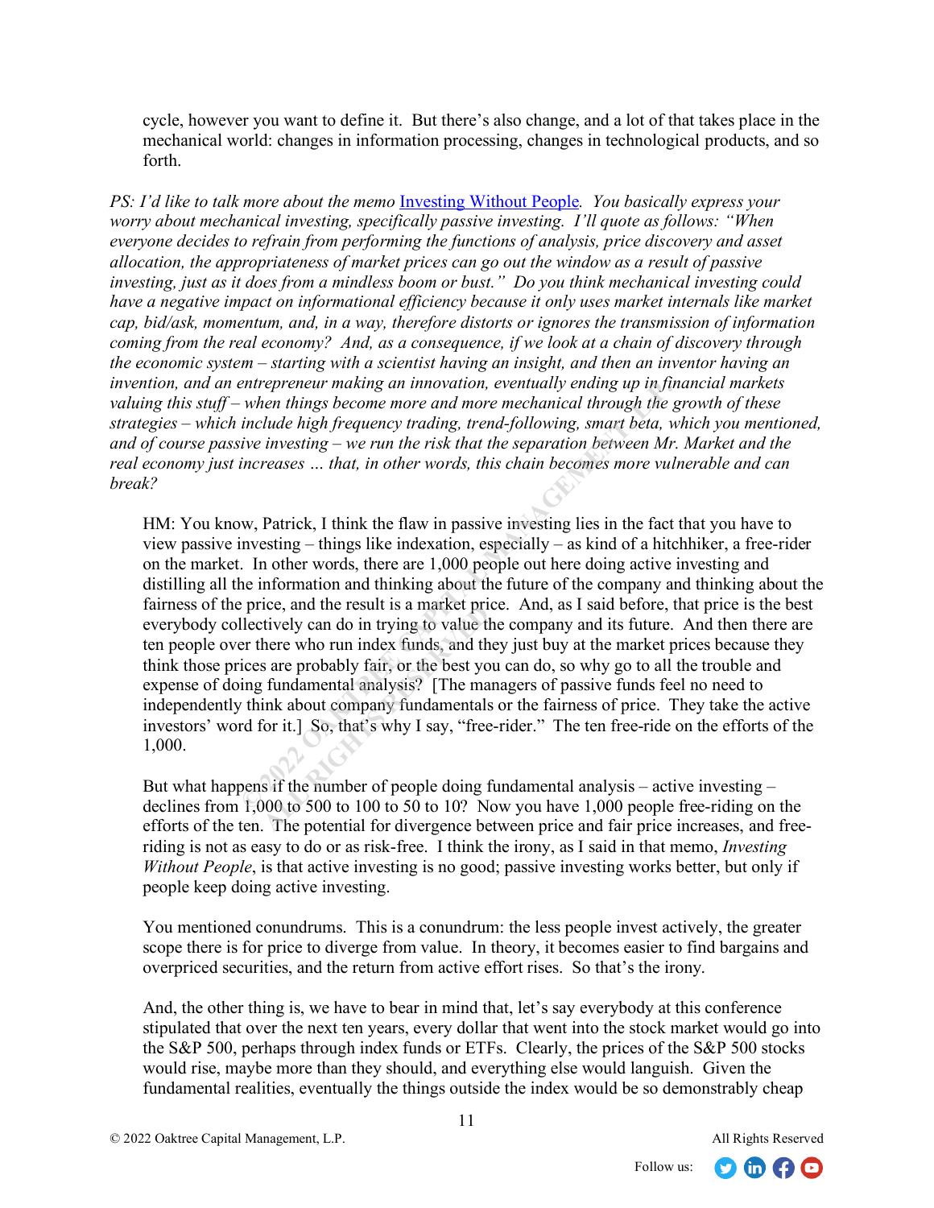cycle, however you want to define it. But there's also change, and a lot of that takes place in the mechanical world: changes in information processing, changes in technological products, and so forth.

*PS: I'd like to talk more about the memo* [Investing Without People]*. You basically express your worry about mechanical investing, specifically passive investing. I'll quote as follows: "When everyone decides to refrain from performing the functions of analysis, price discovery and asset allocation, the appropriateness of market prices can go out the window as a result of passive investing, just as it does from a mindless boom or bust." Do you think mechanical investing could have a negative impact on informational efficiency because it only uses market internals like market cap, bid/ask, momentum, and, in a way, therefore distorts or ignores the transmission of information coming from the real economy? And, as a consequence, if we look at a chain of discovery through the economic system – starting with a scientist having an insight, and then an inventor having an invention, and an entrepreneur making an innovation, eventually ending up in financial markets valuing this stuff – when things become more and more mechanical through the growth of these strategies – which include high frequency trading, trend-following, smart beta, which you mentioned, and of course passive investing – we run the risk that the separation between Mr. Market and the real economy just increases … that, in other words, this chain becomes more vulnerable and can break?*

HM: You know, Patrick, I think the flaw in passive investing lies in the fact that you have to view passive investing – things like indexation, especially – as kind of a hitchhiker, a free-rider on the market. In other words, there are 1,000 people out here doing active investing and distilling all the information and thinking about the future of the company and thinking about the fairness of the price, and the result is a market price. And, as I said before, that price is the best everybody collectively can do in trying to value the company and its future. And then there are ten people over there who run index funds, and they just buy at the market prices because they think those prices are probably fair, or the best you can do, so why go to all the trouble and expense of doing fundamental analysis? [The managers of passive funds feel no need to independently think about company fundamentals or the fairness of price. They take the active investors' word for it.] So, that's why I say, "free-rider." The ten free-ride on the efforts of the 1,000.

But what happens if the number of people doing fundamental analysis – active investing – declines from 1,000 to 500 to 100 to 50 to 10? Now you have 1,000 people free-riding on the efforts of the ten. The potential for divergence between price and fair price increases, and free-riding is not as easy to do or as risk-free. I think the irony, as I said in that memo, *Investing Without People*, is that active investing is no good; passive investing works better, but only if people keep doing active investing.

You mentioned conundrums. This is a conundrum: the less people invest actively, the greater scope there is for price to diverge from value. In theory, it becomes easier to find bargains and overpriced securities, and the return from active effort rises. So that's the irony.

And, the other thing is, we have to bear in mind that, let's say everybody at this conference stipulated that over the next ten years, every dollar that went into the stock market would go into the S&P 500, perhaps through index funds or ETFs. Clearly, the prices of the S&P 500 stocks would rise, maybe more than they should, and everything else would languish. Given the fundamental realities, eventually the things outside the index would be so demonstrably cheap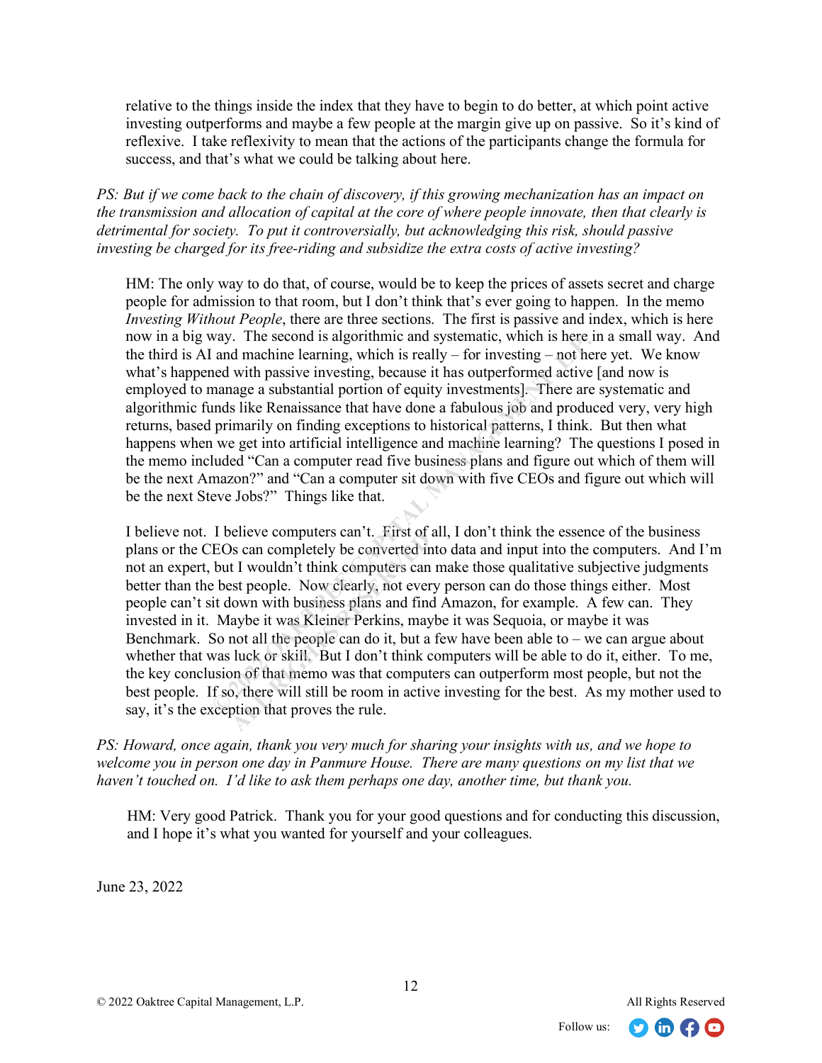relative to the things inside the index that they have to begin to do better, at which point active investing outperforms and maybe a few people at the margin give up on passive. So it's kind of reflexive. I take reflexivity to mean that the actions of the participants change the formula for success, and that's what we could be talking about here.

*PS: But if we come back to the chain of discovery, if this growing mechanization has an impact on the transmission and allocation of capital at the core of where people innovate, then that clearly is detrimental for society. To put it controversially, but acknowledging this risk, should passive investing be charged for its free-riding and subsidize the extra costs of active investing?*

HM: The only way to do that, of course, would be to keep the prices of assets secret and charge people for admission to that room, but I don't think that's ever going to happen. In the memo *Investing Without People*, there are three sections. The first is passive and index, which is here now in a big way. The second is algorithmic and systematic, which is here in a small way. And the third is AI and machine learning, which is really – for investing – not here yet. We know what's happened with passive investing, because it has outperformed active [and now is employed to manage a substantial portion of equity investments]. There are systematic and algorithmic funds like Renaissance that have done a fabulous job and produced very, very high returns, based primarily on finding exceptions to historical patterns, I think. But then what happens when we get into artificial intelligence and machine learning? The questions I posed in the memo included "Can a computer read five business plans and figure out which of them will be the next Amazon?" and "Can a computer sit down with five CEOs and figure out which will be the next Steve Jobs?" Things like that.

I believe not. I believe computers can't. First of all, I don't think the essence of the business plans or the CEOs can completely be converted into data and input into the computers. And I'm not an expert, but I wouldn't think computers can make those qualitative subjective judgments better than the best people. Now clearly, not every person can do those things either. Most people can't sit down with business plans and find Amazon, for example. A few can. They invested in it. Maybe it was Kleiner Perkins, maybe it was Sequoia, or maybe it was Benchmark. So not all the people can do it, but a few have been able to – we can argue about whether that was luck or skill. But I don't think computers will be able to do it, either. To me, the key conclusion of that memo was that computers can outperform most people, but not the best people. If so, there will still be room in active investing for the best. As my mother used to say, it's the exception that proves the rule.

*PS: Howard, once again, thank you very much for sharing your insights with us, and we hope to welcome you in person one day in Panmure House. There are many questions on my list that we haven't touched on. I'd like to ask them perhaps one day, another time, but thank you.*

HM: Very good Patrick. Thank you for your good questions and for conducting this discussion, and I hope it's what you wanted for yourself and your colleagues.

June 23, 2022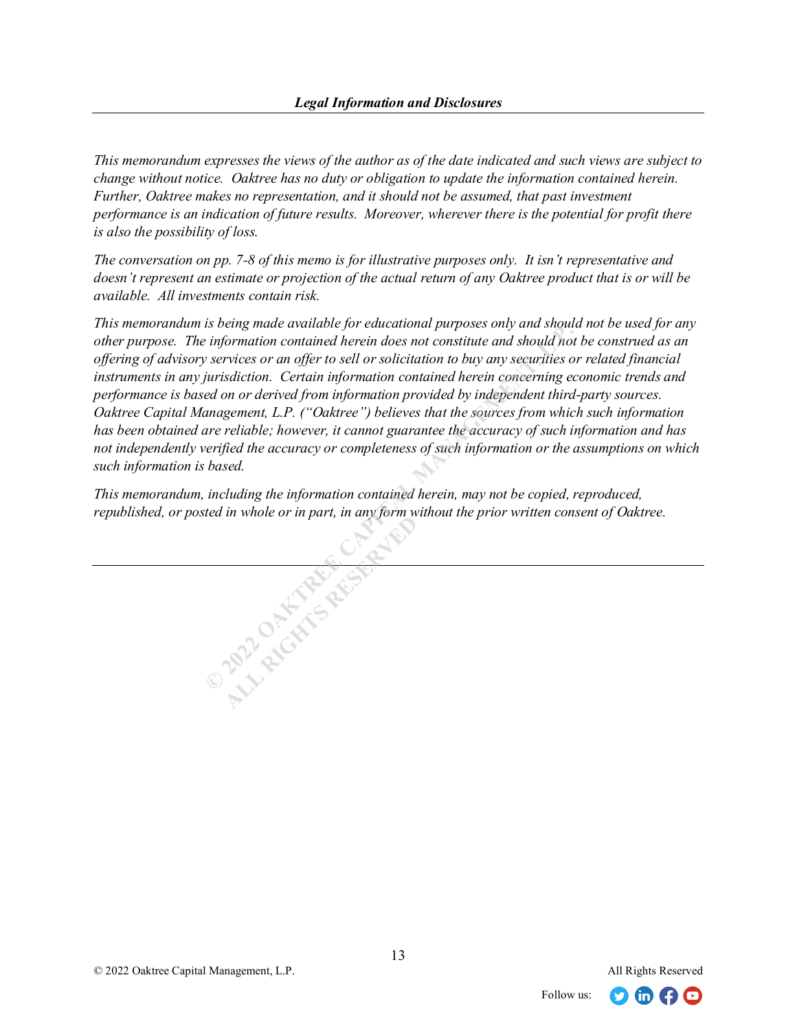***Legal Information and Disclosures***

*This memorandum expresses the views of the author as of the date indicated and such views are subject to change without notice. Oaktree has no duty or obligation to update the information contained herein. Further, Oaktree makes no representation, and it should not be assumed, that past investment performance is an indication of future results. Moreover, wherever there is the potential for profit there is also the possibility of loss.*

*The conversation on pp. 7-8 of this memo is for illustrative purposes only. It isn't representative and doesn't represent an estimate or projection of the actual return of any Oaktree product that is or will be available. All investments contain risk.*

*This memorandum is being made available for educational purposes only and should not be used for any other purpose. The information contained herein does not constitute and should not be construed as an offering of advisory services or an offer to sell or solicitation to buy any securities or related financial instruments in any jurisdiction. Certain information contained herein concerning economic trends and performance is based on or derived from information provided by independent third-party sources. Oaktree Capital Management, L.P. ("Oaktree") believes that the sources from which such information has been obtained are reliable; however, it cannot guarantee the accuracy of such information and has not independently verified the accuracy or completeness of such information or the assumptions on which such information is based.*

*This memorandum, including the information contained herein, may not be copied, reproduced, republished, or posted in whole or in part, in any form without the prior written consent of Oaktree.*